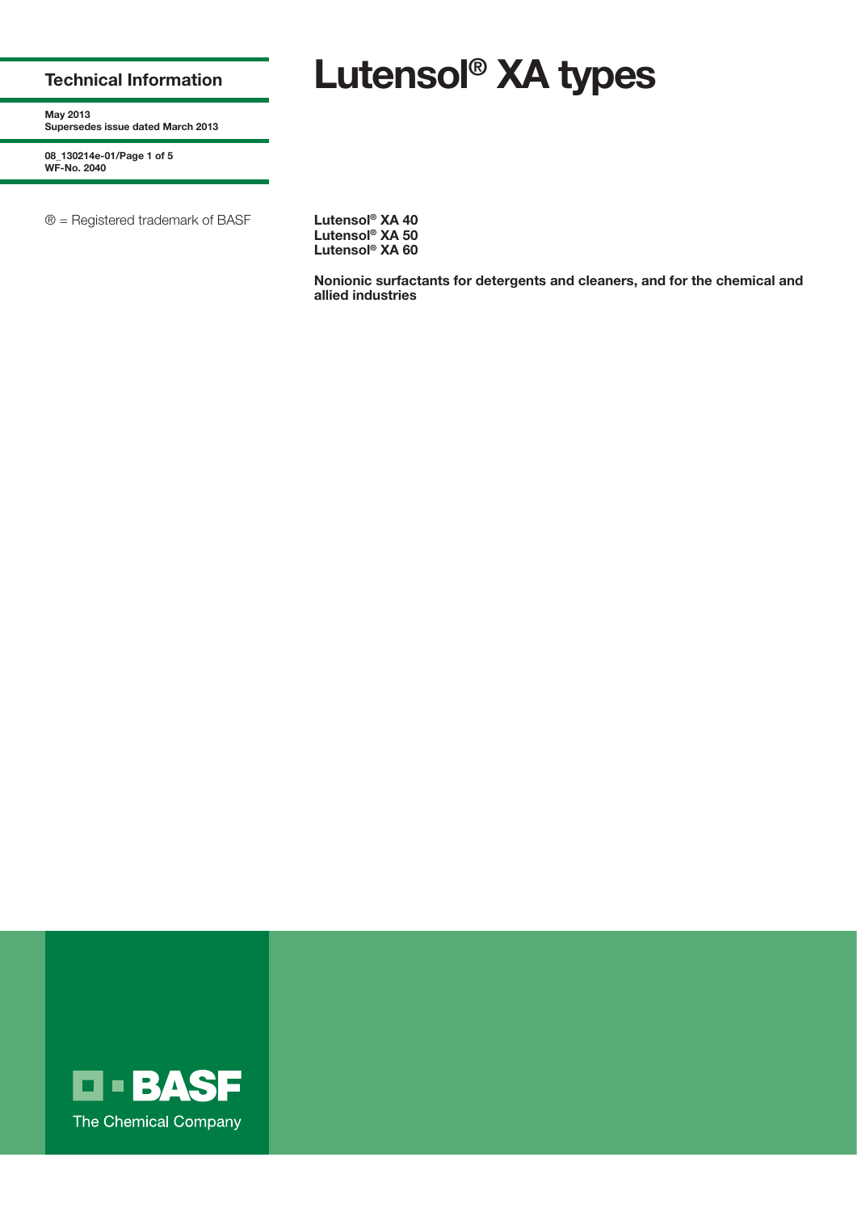**Technical Information**

**May 2013**
**Supersedes issue dated March 2013**

**08_130214e-01/Page 1 of 5**
**WF-No. 2040**

® = Registered trademark of BASF

# Lutensol® XA types

**Lutensol® XA 40**
**Lutensol® XA 50**
**Lutensol® XA 60**

**Nonionic surfactants for detergents and cleaners, and for the chemical and allied industries**

BASF

The Chemical Company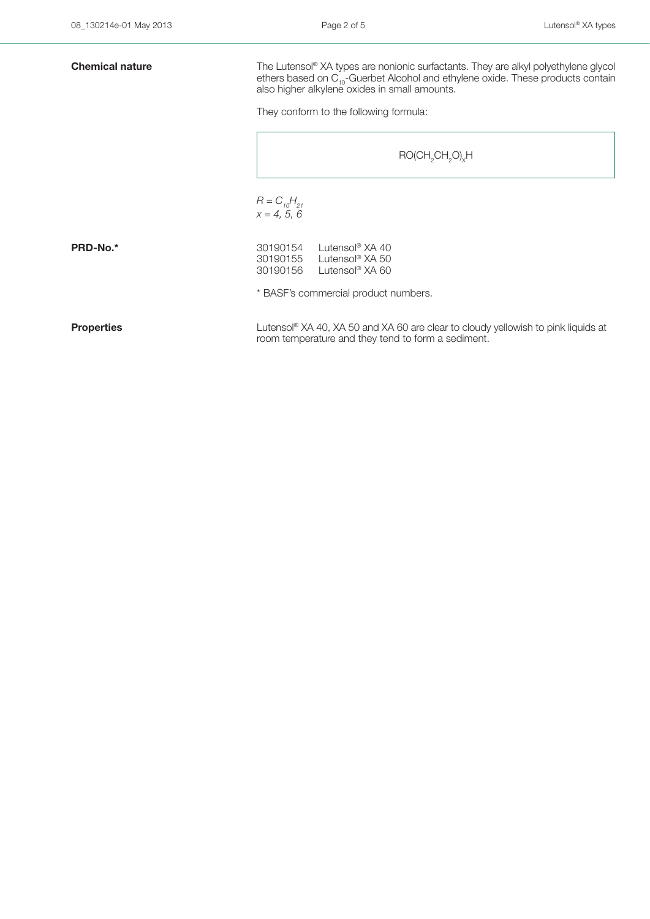## Chemical nature

The Lutensol® XA types are nonionic surfactants. They are alkyl polyethylene glycol ethers based on $C_{10}$-Guerbet Alcohol and ethylene oxide. These products contain also higher alkylene oxides in small amounts.

They conform to the following formula:

$$RO(CH_2CH_2O)_xH$$

$R = C_{10}H_{21}$
$x = 4, 5, 6$

## PRD-No.*

| | |
|---|---|
| 30190154 | Lutensol® XA 40 |
| 30190155 | Lutensol® XA 50 |
| 30190156 | Lutensol® XA 60 |

* BASF's commercial product numbers.

## Properties

Lutensol® XA 40, XA 50 and XA 60 are clear to cloudy yellowish to pink liquids at room temperature and they tend to form a sediment.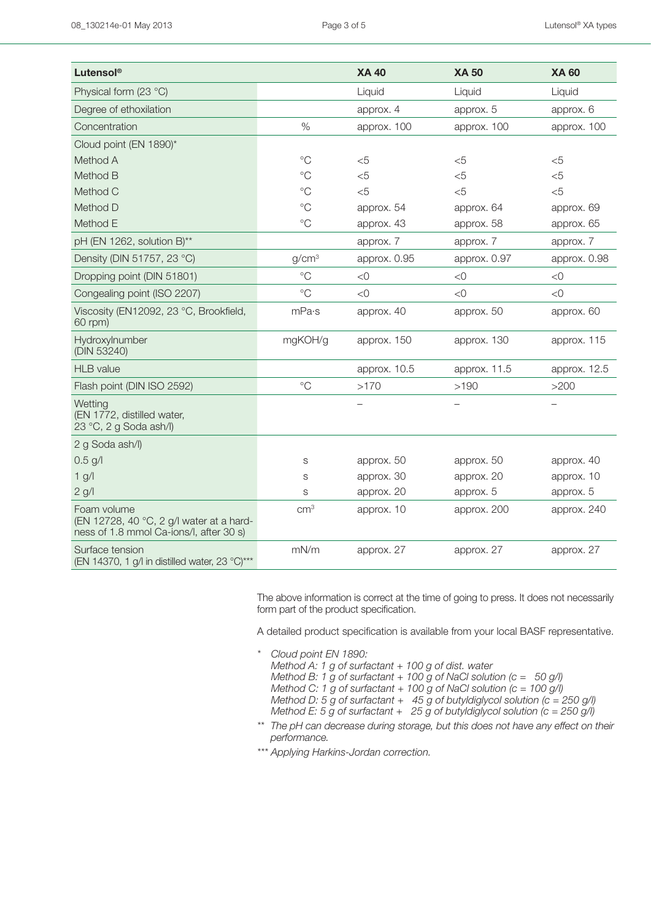| Lutensol® | | XA 40 | XA 50 | XA 60 |
|---|---|---|---|---|
| Physical form (23 °C) | | Liquid | Liquid | Liquid |
| Degree of ethoxilation | | approx. 4 | approx. 5 | approx. 6 |
| Concentration | % | approx. 100 | approx. 100 | approx. 100 |
| Cloud point (EN 1890)* | | | | |
| Method A | °C | <5 | <5 | <5 |
| Method B | °C | <5 | <5 | <5 |
| Method C | °C | <5 | <5 | <5 |
| Method D | °C | approx. 54 | approx. 64 | approx. 69 |
| Method E | °C | approx. 43 | approx. 58 | approx. 65 |
| pH (EN 1262, solution B)** | | approx. 7 | approx. 7 | approx. 7 |
| Density (DIN 51757, 23 °C) | g/cm³ | approx. 0.95 | approx. 0.97 | approx. 0.98 |
| Dropping point (DIN 51801) | °C | <0 | <0 | <0 |
| Congealing point (ISO 2207) | °C | <0 | <0 | <0 |
| Viscosity (EN12092, 23 °C, Brookfield, 60 rpm) | mPa·s | approx. 40 | approx. 50 | approx. 60 |
| Hydroxylnumber (DIN 53240) | mgKOH/g | approx. 150 | approx. 130 | approx. 115 |
| HLB value | | approx. 10.5 | approx. 11.5 | approx. 12.5 |
| Flash point (DIN ISO 2592) | °C | >170 | >190 | >200 |
| Wetting (EN 1772, distilled water, 23 °C, 2 g Soda ash/l) | | – | – | – |
| 2 g Soda ash/l | | | | |
| 0.5 g/l | s | approx. 50 | approx. 50 | approx. 40 |
| 1 g/l | s | approx. 30 | approx. 20 | approx. 10 |
| 2 g/l | s | approx. 20 | approx. 5 | approx. 5 |
| Foam volume (EN 12728, 40 °C, 2 g/l water at a hardness of 1.8 mmol Ca-ions/l, after 30 s) | cm³ | approx. 10 | approx. 200 | approx. 240 |
| Surface tension (EN 14370, 1 g/l in distilled water, 23 °C)*** | mN/m | approx. 27 | approx. 27 | approx. 27 |

The above information is correct at the time of going to press. It does not necessarily form part of the product specification.

A detailed product specification is available from your local BASF representative.

\* *Cloud point EN 1890:*
*Method A: 1 g of surfactant + 100 g of dist. water*
*Method B: 1 g of surfactant + 100 g of NaCl solution (c = 50 g/l)*
*Method C: 1 g of surfactant + 100 g of NaCl solution (c = 100 g/l)*
*Method D: 5 g of surfactant + 45 g of butyldiglycol solution (c = 250 g/l)*
*Method E: 5 g of surfactant + 25 g of butyldiglycol solution (c = 250 g/l)*

\*\* *The pH can decrease during storage, but this does not have any effect on their performance.*

\*\*\* *Applying Harkins-Jordan correction.*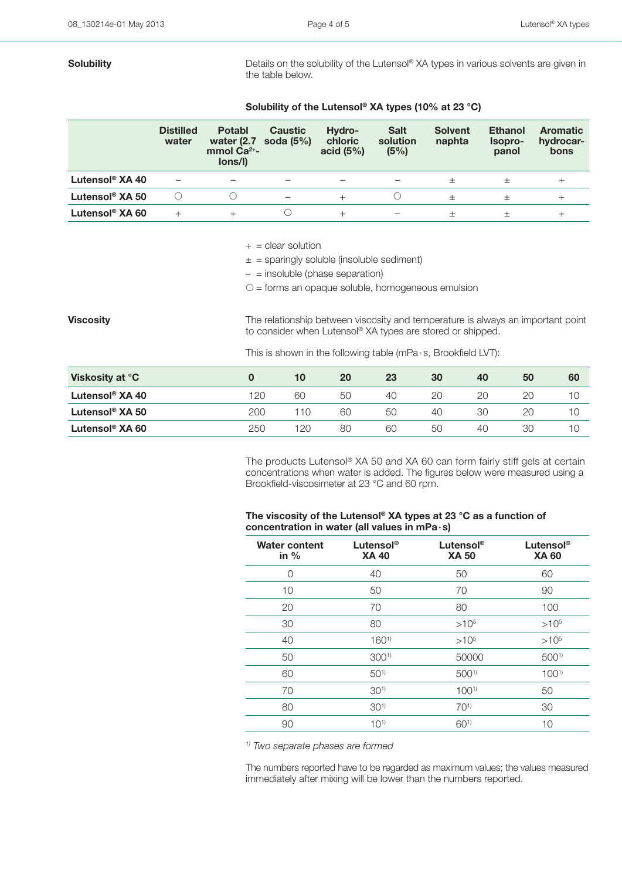## Solubility

Details on the solubility of the Lutensol® XA types in various solvents are given in the table below.

**Solubility of the Lutensol® XA types (10% at 23 °C)**

| | Distilled water | Potabl water (2.7 mmol $Ca^{2+}$-Ions/l) | Caustic soda (5%) | Hydro-chloric acid (5%) | Salt solution (5%) | Solvent naphta | Ethanol Isopro-panol | Aromatic hydrocar-bons |
|---|---|---|---|---|---|---|---|---|
| **Lutensol® XA 40** | – | – | – | – | – | ± | ± | + |
| **Lutensol® XA 50** | ○ | ○ | – | + | ○ | ± | ± | + |
| **Lutensol® XA 60** | + | + | ○ | + | – | ± | ± | + |

+ = clear solution
± = sparingly soluble (insoluble sediment)
– = insoluble (phase separation)
○ = forms an opaque soluble, homogeneous emulsion

## Viscosity

The relationship between viscosity and temperature is always an important point to consider when Lutensol® XA types are stored or shipped.

This is shown in the following table (mPa·s, Brookfield LVT):

| Viskosity at °C | 0 | 10 | 20 | 23 | 30 | 40 | 50 | 60 |
|---|---|---|---|---|---|---|---|---|
| **Lutensol® XA 40** | 120 | 60 | 50 | 40 | 20 | 20 | 20 | 10 |
| **Lutensol® XA 50** | 200 | 110 | 60 | 50 | 40 | 30 | 20 | 10 |
| **Lutensol® XA 60** | 250 | 120 | 80 | 60 | 50 | 40 | 30 | 10 |

The products Lutensol® XA 50 and XA 60 can form fairly stiff gels at certain concentrations when water is added. The figures below were measured using a Brookfield-viscosimeter at 23 °C and 60 rpm.

**The viscosity of the Lutensol® XA types at 23 °C as a function of concentration in water (all values in mPa·s)**

| Water content in % | Lutensol® XA 40 | Lutensol® XA 50 | Lutensol® XA 60 |
|---|---|---|---|
| 0 | 40 | 50 | 60 |
| 10 | 50 | 70 | 90 |
| 20 | 70 | 80 | 100 |
| 30 | 80 | $>10^5$ | $>10^5$ |
| 40 | 160[1)] | $>10^5$ | $>10^5$ |
| 50 | 300[1)] | 50000 | 500[1)] |
| 60 | 50[1)] | 500[1)] | 100[1)] |
| 70 | 30[1)] | 100[1)] | 50 |
| 80 | 30[1)] | 70[1)] | 30 |
| 90 | 10[1)] | 60[1)] | 10 |

*[1)] Two separate phases are formed*

The numbers reported have to be regarded as maximum values; the values measured immediately after mixing will be lower than the numbers reported.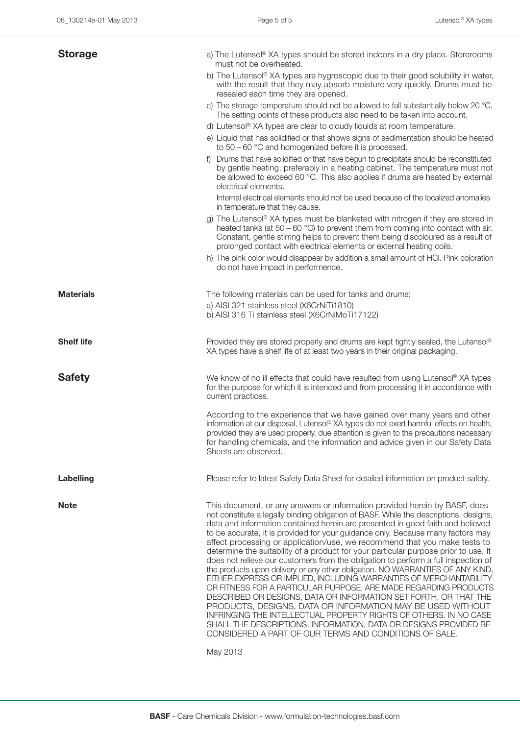## Storage

a) The Lutensol® XA types should be stored indoors in a dry place. Storerooms must not be overheated.

b) The Lutensol® XA types are hygroscopic due to their good solubility in water, with the result that they may absorb moisture very quickly. Drums must be resealed each time they are opened.

c) The storage temperature should not be allowed to fall substantially below 20 °C. The setting points of these products also need to be taken into account.

d) Lutensol® XA types are clear to cloudy liquids at room temperature.

e) Liquid that has solidified or that shows signs of sedimentation should be heated to 50 – 60 °C and homogenized before it is processed.

f) Drums that have solidified or that have begun to precipitate should be reconstituted by gentle heating, preferably in a heating cabinet. The temperature must not be allowed to exceed 60 °C. This also applies if drums are heated by external electrical elements.

Internal electrical elements should not be used because of the localized anomalies in temperature that they cause.

g) The Lutensol® XA types must be blanketed with nitrogen if they are stored in heated tanks (at 50 – 60 °C) to prevent them from coming into contact with air. Constant, gentle stirring helps to prevent them being discoloured as a result of prolonged contact with electrical elements or external heating coils.

h) The pink color would disappear by addition a small amount of HCl. Pink coloration do not have impact in performence.

### Materials

The following materials can be used for tanks and drums:

a) AISI 321 stainless steel (X6CrNiTi1810)

b) AISI 316 Ti stainless steel (X6CrNiMoTi17122)

### Shelf life

Provided they are stored properly and drums are kept tightly sealed, the Lutensol® XA types have a shelf life of at least two years in their original packaging.

## Safety

We know of no ill effects that could have resulted from using Lutensol® XA types for the purpose for which it is intended and from processing it in accordance with current practices.

According to the experience that we have gained over many years and other information at our disposal, Lutensol® XA types do not exert harmful effects on health, provided they are used properly, due attention is given to the precautions necessary for handling chemicals, and the information and advice given in our Safety Data Sheets are observed.

### Labelling

Please refer to latest Safety Data Sheet for detailed information on product safety.

### Note

This document, or any answers or information provided herein by BASF, does not constitute a legally binding obligation of BASF. While the descriptions, designs, data and information contained herein are presented in good faith and believed to be accurate, it is provided for your guidance only. Because many factors may affect processing or application/use, we recommend that you make tests to determine the suitability of a product for your particular purpose prior to use. It does not relieve our customers from the obligation to perform a full inspection of the products upon delivery or any other obligation. NO WARRANTIES OF ANY KIND, EITHER EXPRESS OR IMPLIED, INCLUDING WARRANTIES OF MERCHANTABILITY OR FITNESS FOR A PARTICULAR PURPOSE, ARE MADE REGARDING PRODUCTS DESCRIBED OR DESIGNS, DATA OR INFORMATION SET FORTH, OR THAT THE PRODUCTS, DESIGNS, DATA OR INFORMATION MAY BE USED WITHOUT INFRINGING THE INTELLECTUAL PROPERTY RIGHTS OF OTHERS. IN NO CASE SHALL THE DESCRIPTIONS, INFORMATION, DATA OR DESIGNS PROVIDED BE CONSIDERED A PART OF OUR TERMS AND CONDITIONS OF SALE.

May 2013

**BASF** - Care Chemicals Division - www.formulation-technologies.basf.com